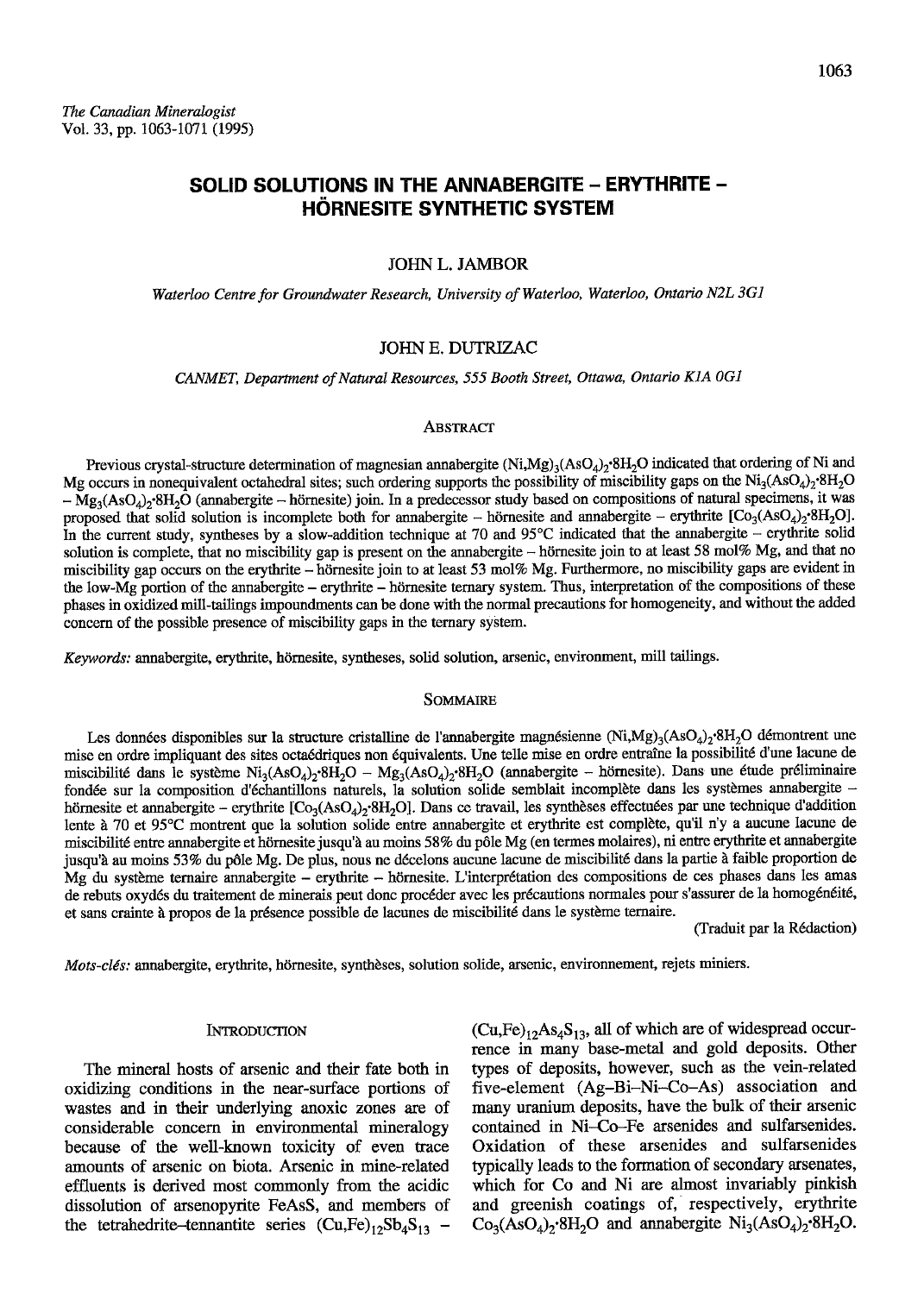*The Canadian Mineralogist*
Vol. 33, pp. 1063-1071 (1995)

# SOLID SOLUTIONS IN THE ANNABERGITE – ERYTHRITE – HÖRNESITE SYNTHETIC SYSTEM

JOHN L. JAMBOR

*Waterloo Centre for Groundwater Research, University of Waterloo, Waterloo, Ontario N2L 3G1*

JOHN E. DUTRIZAC

*CANMET, Department of Natural Resources, 555 Booth Street, Ottawa, Ontario K1A 0G1*

## Abstract

Previous crystal-structure determination of magnesian annabergite $(Ni,Mg)_3(AsO_4)_2{\cdot}8H_2O$ indicated that ordering of Ni and Mg occurs in nonequivalent octahedral sites; such ordering supports the possibility of miscibility gaps on the $Ni_3(AsO_4)_2{\cdot}8H_2O$ – $Mg_3(AsO_4)_2{\cdot}8H_2O$ (annabergite – hörnesite) join. In a predecessor study based on compositions of natural specimens, it was proposed that solid solution is incomplete both for annabergite – hörnesite and annabergite – erythrite $[Co_3(AsO_4)_2{\cdot}8H_2O]$. In the current study, syntheses by a slow-addition technique at 70 and 95°C indicated that the annabergite – erythrite solid solution is complete, that no miscibility gap is present on the annabergite – hörnesite join to at least 58 mol% Mg, and that no miscibility gap occurs on the erythrite – hörnesite join to at least 53 mol% Mg. Furthermore, no miscibility gaps are evident in the low-Mg portion of the annabergite – erythrite – hörnesite ternary system. Thus, interpretation of the compositions of these phases in oxidized mill-tailings impoundments can be done with the normal precautions for homogeneity, and without the added concern of the possible presence of miscibility gaps in the ternary system.

*Keywords:* annabergite, erythrite, hörnesite, syntheses, solid solution, arsenic, environment, mill tailings.

## Sommaire

Les données disponibles sur la structure cristalline de l'annabergite magnésienne $(Ni,Mg)_3(AsO_4)_2{\cdot}8H_2O$ démontrent une mise en ordre impliquant des sites octaédriques non équivalents. Une telle mise en ordre entraîne la possibilité d'une lacune de miscibilité dans le système $Ni_3(AsO_4)_2{\cdot}8H_2O$ – $Mg_3(AsO_4)_2{\cdot}8H_2O$ (annabergite – hörnesite). Dans une étude préliminaire fondée sur la composition d'échantillons naturels, la solution solide semblait incomplète dans les systèmes annabergite – hörnesite et annabergite – erythrite $[Co_3(AsO_4)_2{\cdot}8H_2O]$. Dans ce travail, les synthèses effectuées par une technique d'addition lente à 70 et 95°C montrent que la solution solide entre annabergite et erythrite est complète, qu'il n'y a aucune lacune de miscibilité entre annabergite et hörnesite jusqu'à au moins 58% du pôle Mg (en termes molaires), ni entre erythrite et annabergite jusqu'à au moins 53% du pôle Mg. De plus, nous ne décelons aucune lacune de miscibilité dans la partie à faible proportion de Mg du système ternaire annabergite – erythrite – hörnesite. L'interprétation des compositions de ces phases dans les amas de rebuts oxydés du traitement de minerais peut donc procéder avec les précautions normales pour s'assurer de la homogénéité, et sans crainte à propos de la présence possible de lacunes de miscibilité dans le système ternaire.

(Traduit par la Rédaction)

*Mots-clés:* annabergite, erythrite, hörnesite, synthèses, solution solide, arsenic, environnement, rejets miniers.

## Introduction

The mineral hosts of arsenic and their fate both in oxidizing conditions in the near-surface portions of wastes and in their underlying anoxic zones are of considerable concern in environmental mineralogy because of the well-known toxicity of even trace amounts of arsenic on biota. Arsenic in mine-related effluents is derived most commonly from the acidic dissolution of arsenopyrite FeAsS, and members of the tetrahedrite–tennantite series $(Cu,Fe)_{12}Sb_4S_{13}$ – $(Cu,Fe)_{12}As_4S_{13}$, all of which are of widespread occurrence in many base-metal and gold deposits. Other types of deposits, however, such as the vein-related five-element (Ag–Bi–Ni–Co–As) association and many uranium deposits, have the bulk of their arsenic contained in Ni–Co–Fe arsenides and sulfarsenides. Oxidation of these arsenides and sulfarsenides typically leads to the formation of secondary arsenates, which for Co and Ni are almost invariably pinkish and greenish coatings of, respectively, erythrite $Co_3(AsO_4)_2{\cdot}8H_2O$ and annabergite $Ni_3(AsO_4)_2{\cdot}8H_2O$.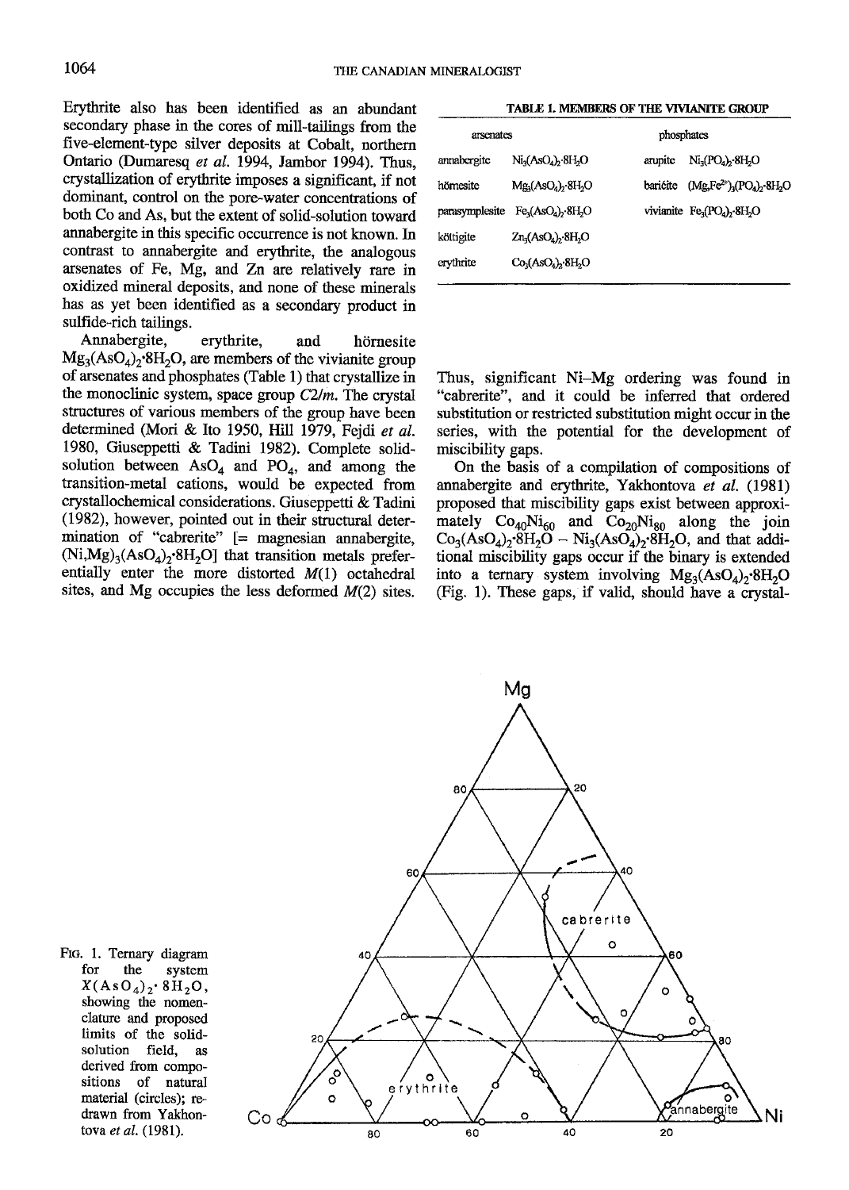Erythrite also has been identified as an abundant secondary phase in the cores of mill-tailings from the five-element-type silver deposits at Cobalt, northern Ontario (Dumaresq *et al.* 1994, Jambor 1994). Thus, crystallization of erythrite imposes a significant, if not dominant, control on the pore-water concentrations of both Co and As, but the extent of solid-solution toward annabergite in this specific occurrence is not known. In contrast to annabergite and erythrite, the analogous arsenates of Fe, Mg, and Zn are relatively rare in oxidized mineral deposits, and none of these minerals has as yet been identified as a secondary product in sulfide-rich tailings.

Annabergite, erythrite, and hörnesite $Mg_3(AsO_4)_2{\cdot}8H_2O$, are members of the vivianite group of arsenates and phosphates (Table 1) that crystallize in the monoclinic system, space group *C2/m*. The crystal structures of various members of the group have been determined (Mori & Ito 1950, Hill 1979, Fejdi *et al.* 1980, Giuseppetti & Tadini 1982). Complete solid-solution between $AsO_4$ and $PO_4$, and among the transition-metal cations, would be expected from crystallochemical considerations. Giuseppetti & Tadini (1982), however, pointed out in their structural determination of "cabrerite" [= magnesian annabergite, $(Ni,Mg)_3(AsO_4)_2{\cdot}8H_2O$] that transition metals preferentially enter the more distorted *M*(1) octahedral sites, and Mg occupies the less deformed *M*(2) sites.

**TABLE 1. MEMBERS OF THE VIVIANITE GROUP**

| arsenates | | phosphates | |
|---|---|---|---|
| annabergite | $Ni_3(AsO_4)_2{\cdot}8H_2O$ | arupite | $Ni_3(PO_4)_2{\cdot}8H_2O$ |
| hörnesite | $Mg_3(AsO_4)_2{\cdot}8H_2O$ | baričite | $(Mg,Fe^{2+})_3(PO_4)_2{\cdot}8H_2O$ |
| parasymplesite | $Fe_3(AsO_4)_2{\cdot}8H_2O$ | vivianite | $Fe_3(PO_4)_2{\cdot}8H_2O$ |
| köttigite | $Zn_3(AsO_4)_2{\cdot}8H_2O$ | | |
| erythrite | $Co_3(AsO_4)_2{\cdot}8H_2O$ | | |

Thus, significant Ni–Mg ordering was found in "cabrerite", and it could be inferred that ordered substitution or restricted substitution might occur in the series, with the potential for the development of miscibility gaps.

On the basis of a compilation of compositions of annabergite and erythrite, Yakhontova *et al.* (1981) proposed that miscibility gaps exist between approximately $Co_{40}Ni_{60}$ and $Co_{20}Ni_{80}$ along the join $Co_3(AsO_4)_2{\cdot}8H_2O$ – $Ni_3(AsO_4)_2{\cdot}8H_2O$, and that additional miscibility gaps occur if the binary is extended into a ternary system involving $Mg_3(AsO_4)_2{\cdot}8H_2O$ (Fig. 1). These gaps, if valid, should have a crystal-

FIG. 1. Ternary diagram for the system $X(AsO_4)_2{\cdot}8H_2O$, showing the nomenclature and proposed limits of the solid-solution field, as derived from compositions of natural material (circles); redrawn from Yakhontova *et al.* (1981).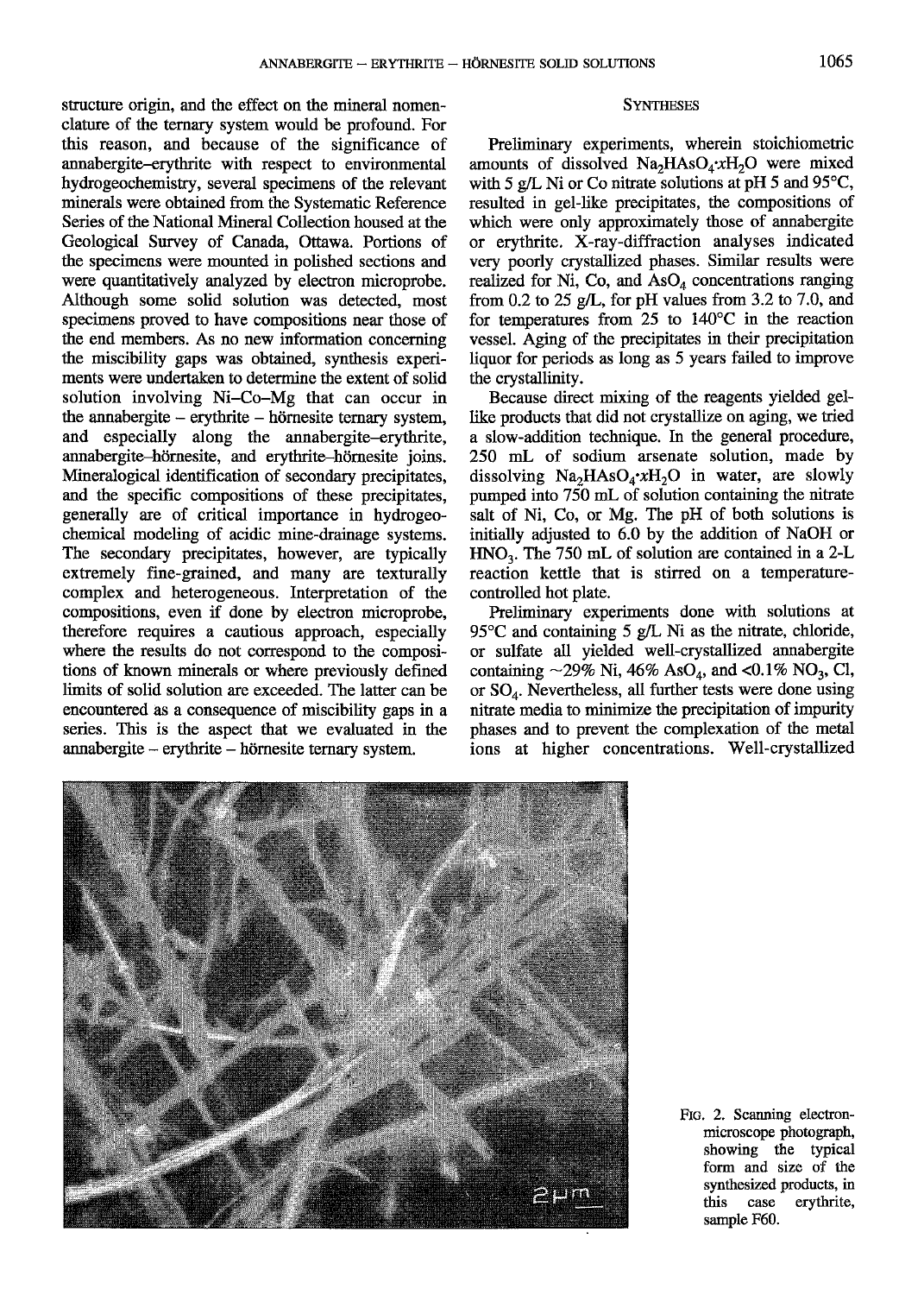structure origin, and the effect on the mineral nomenclature of the ternary system would be profound. For this reason, and because of the significance of annabergite–erythrite with respect to environmental hydrogeochemistry, several specimens of the relevant minerals were obtained from the Systematic Reference Series of the National Mineral Collection housed at the Geological Survey of Canada, Ottawa. Portions of the specimens were mounted in polished sections and were quantitatively analyzed by electron microprobe. Although some solid solution was detected, most specimens proved to have compositions near those of the end members. As no new information concerning the miscibility gaps was obtained, synthesis experiments were undertaken to determine the extent of solid solution involving Ni–Co–Mg that can occur in the annabergite – erythrite – hörnesite ternary system, and especially along the annabergite–erythrite, annabergite–hörnesite, and erythrite–hörnesite joins. Mineralogical identification of secondary precipitates, and the specific compositions of these precipitates, generally are of critical importance in hydrogeochemical modeling of acidic mine-drainage systems. The secondary precipitates, however, are typically extremely fine-grained, and many are texturally complex and heterogeneous. Interpretation of the compositions, even if done by electron microprobe, therefore requires a cautious approach, especially where the results do not correspond to the compositions of known minerals or where previously defined limits of solid solution are exceeded. The latter can be encountered as a consequence of miscibility gaps in a series. This is the aspect that we evaluated in the annabergite – erythrite – hörnesite ternary system.

## Syntheses

Preliminary experiments, wherein stoichiometric amounts of dissolved $Na_2HAsO_4 \cdot xH_2O$ were mixed with 5 g/L Ni or Co nitrate solutions at pH 5 and 95°C, resulted in gel-like precipitates, the compositions of which were only approximately those of annabergite or erythrite. X-ray-diffraction analyses indicated very poorly crystallized phases. Similar results were realized for Ni, Co, and $AsO_4$ concentrations ranging from 0.2 to 25 g/L, for pH values from 3.2 to 7.0, and for temperatures from 25 to 140°C in the reaction vessel. Aging of the precipitates in their precipitation liquor for periods as long as 5 years failed to improve the crystallinity.

Because direct mixing of the reagents yielded gel-like products that did not crystallize on aging, we tried a slow-addition technique. In the general procedure, 250 mL of sodium arsenate solution, made by dissolving $Na_2HAsO_4 \cdot xH_2O$ in water, are slowly pumped into 750 mL of solution containing the nitrate salt of Ni, Co, or Mg. The pH of both solutions is initially adjusted to 6.0 by the addition of NaOH or $HNO_3$. The 750 mL of solution are contained in a 2-L reaction kettle that is stirred on a temperature-controlled hot plate.

Preliminary experiments done with solutions at 95°C and containing 5 g/L Ni as the nitrate, chloride, or sulfate all yielded well-crystallized annabergite containing ~29% Ni, 46% $AsO_4$, and <0.1% $NO_3$, Cl, or $SO_4$. Nevertheless, all further tests were done using nitrate media to minimize the precipitation of impurity phases and to prevent the complexation of the metal ions at higher concentrations. Well-crystallized

FIG. 2. Scanning electron-microscope photograph, showing the typical form and size of the synthesized products, in this case erythrite, sample F60.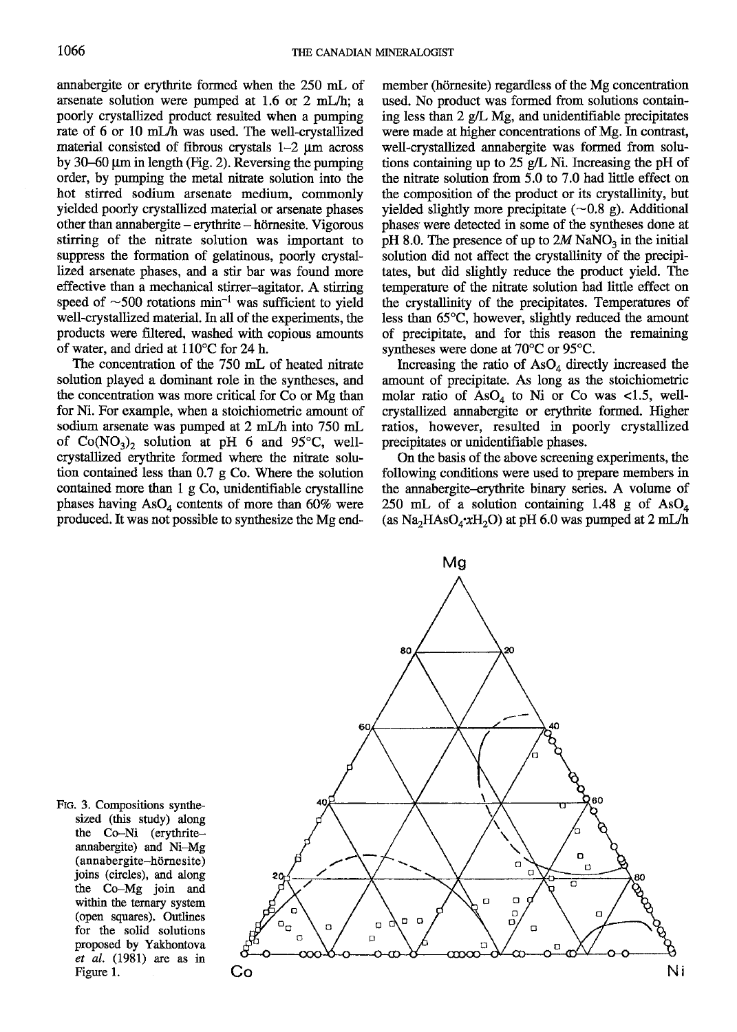annabergite or erythrite formed when the 250 mL of arsenate solution were pumped at 1.6 or 2 mL/h; a poorly crystallized product resulted when a pumping rate of 6 or 10 mL/h was used. The well-crystallized material consisted of fibrous crystals 1–2 μm across by 30–60 μm in length (Fig. 2). Reversing the pumping order, by pumping the metal nitrate solution into the hot stirred sodium arsenate medium, commonly yielded poorly crystallized material or arsenate phases other than annabergite – erythrite – hörnesite. Vigorous stirring of the nitrate solution was important to suppress the formation of gelatinous, poorly crystallized arsenate phases, and a stir bar was found more effective than a mechanical stirrer–agitator. A stirring speed of ~500 rotations $min^{-1}$ was sufficient to yield well-crystallized material. In all of the experiments, the products were filtered, washed with copious amounts of water, and dried at 110°C for 24 h.

The concentration of the 750 mL of heated nitrate solution played a dominant role in the syntheses, and the concentration was more critical for Co or Mg than for Ni. For example, when a stoichiometric amount of sodium arsenate was pumped at 2 mL/h into 750 mL of $Co(NO_3)_2$ solution at pH 6 and 95°C, well-crystallized erythrite formed where the nitrate solution contained less than 0.7 g Co. Where the solution contained more than 1 g Co, unidentifiable crystalline phases having $AsO_4$ contents of more than 60% were produced. It was not possible to synthesize the Mg end-member (hörnesite) regardless of the Mg concentration used. No product was formed from solutions containing less than 2 g/L Mg, and unidentifiable precipitates were made at higher concentrations of Mg. In contrast, well-crystallized annabergite was formed from solutions containing up to 25 g/L Ni. Increasing the pH of the nitrate solution from 5.0 to 7.0 had little effect on the composition of the product or its crystallinity, but yielded slightly more precipitate (~0.8 g). Additional phases were detected in some of the syntheses done at pH 8.0. The presence of up to 2*M* $NaNO_3$ in the initial solution did not affect the crystallinity of the precipitates, but did slightly reduce the product yield. The temperature of the nitrate solution had little effect on the crystallinity of the precipitates. Temperatures of less than 65°C, however, slightly reduced the amount of precipitate, and for this reason the remaining syntheses were done at 70°C or 95°C.

Increasing the ratio of $AsO_4$ directly increased the amount of precipitate. As long as the stoichiometric molar ratio of $AsO_4$ to Ni or Co was <1.5, well-crystallized annabergite or erythrite formed. Higher ratios, however, resulted in poorly crystallized precipitates or unidentifiable phases.

On the basis of the above screening experiments, the following conditions were used to prepare members in the annabergite–erythrite binary series. A volume of 250 mL of a solution containing 1.48 g of $AsO_4$ (as $Na_2HAsO_4{\cdot}xH_2O$) at pH 6.0 was pumped at 2 mL/h

FIG. 3. Compositions synthesized (this study) along the Co–Ni (erythrite–annabergite) and Ni–Mg (annabergite–hörnesite) joins (circles), and along the Co–Mg join and within the ternary system (open squares). Outlines for the solid solutions proposed by Yakhontova *et al.* (1981) are as in Figure 1.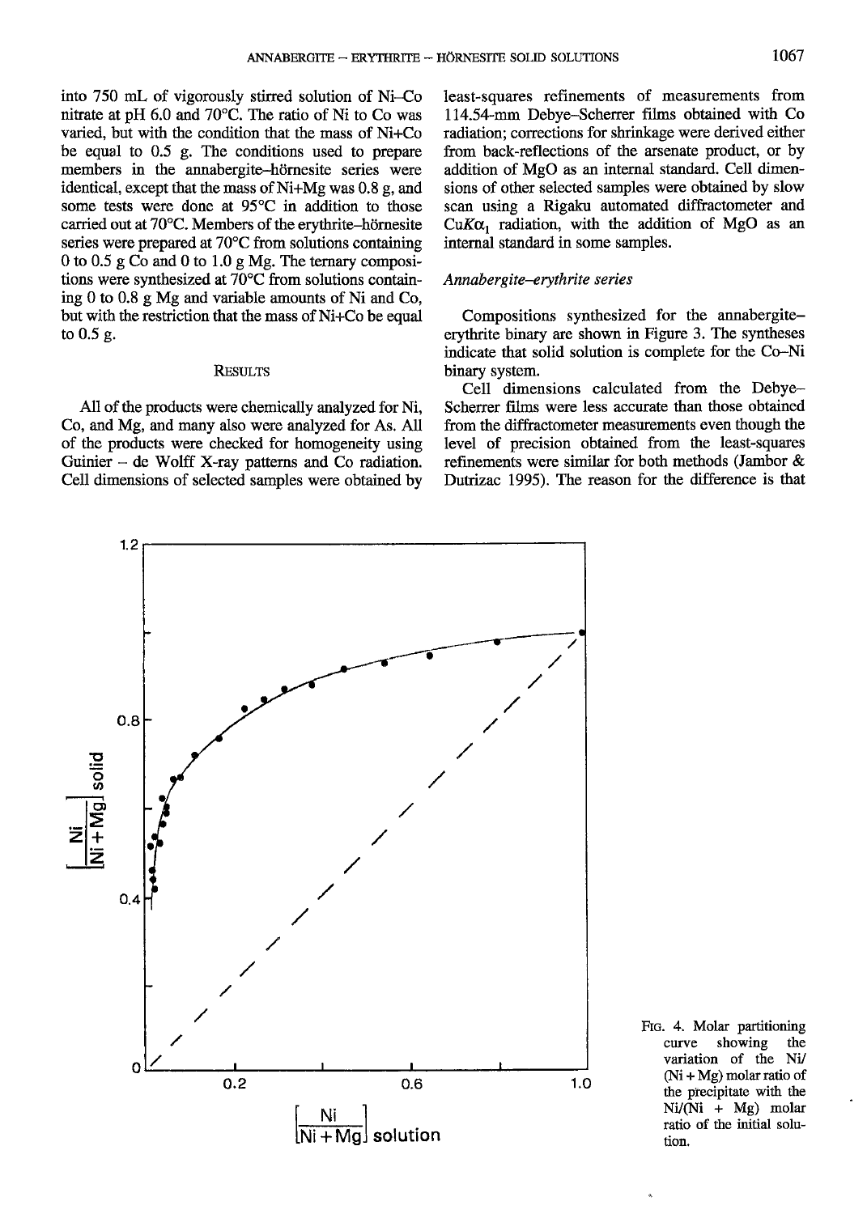into 750 mL of vigorously stirred solution of Ni–Co nitrate at pH 6.0 and 70°C. The ratio of Ni to Co was varied, but with the condition that the mass of Ni+Co be equal to 0.5 g. The conditions used to prepare members in the annabergite–hörnesite series were identical, except that the mass of Ni+Mg was 0.8 g, and some tests were done at 95°C in addition to those carried out at 70°C. Members of the erythrite–hörnesite series were prepared at 70°C from solutions containing 0 to 0.5 g Co and 0 to 1.0 g Mg. The ternary compositions were synthesized at 70°C from solutions containing 0 to 0.8 g Mg and variable amounts of Ni and Co, but with the restriction that the mass of Ni+Co be equal to 0.5 g.

## RESULTS

All of the products were chemically analyzed for Ni, Co, and Mg, and many also were analyzed for As. All of the products were checked for homogeneity using Guinier – de Wolff X-ray patterns and Co radiation. Cell dimensions of selected samples were obtained by least-squares refinements of measurements from 114.54-mm Debye–Scherrer films obtained with Co radiation; corrections for shrinkage were derived either from back-reflections of the arsenate product, or by addition of MgO as an internal standard. Cell dimensions of other selected samples were obtained by slow scan using a Rigaku automated diffractometer and Cu$K\alpha_1$ radiation, with the addition of MgO as an internal standard in some samples.

### *Annabergite–erythrite series*

Compositions synthesized for the annabergite–erythrite binary are shown in Figure 3. The syntheses indicate that solid solution is complete for the Co–Ni binary system.

Cell dimensions calculated from the Debye–Scherrer films were less accurate than those obtained from the diffractometer measurements even though the level of precision obtained from the least-squares refinements were similar for both methods (Jambor & Dutrizac 1995). The reason for the difference is that

FIG. 4. Molar partitioning curve showing the variation of the Ni/(Ni + Mg) molar ratio of the precipitate with the Ni/(Ni + Mg) molar ratio of the initial solution.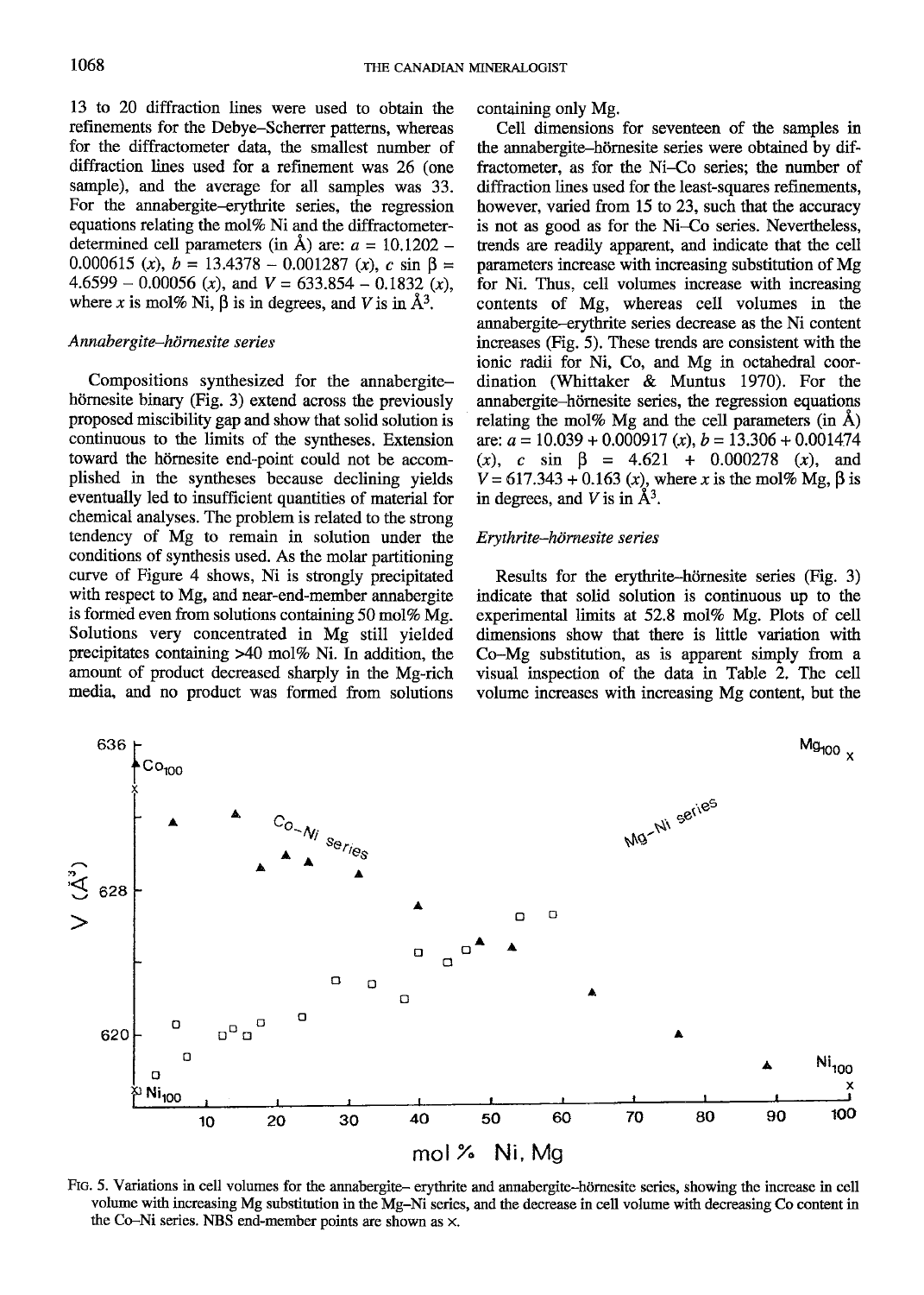13 to 20 diffraction lines were used to obtain the refinements for the Debye–Scherrer patterns, whereas for the diffractometer data, the smallest number of diffraction lines used for a refinement was 26 (one sample), and the average for all samples was 33. For the annabergite–erythrite series, the regression equations relating the mol% Ni and the diffractometer-determined cell parameters (in Å) are: $a = 10.1202 - 0.000615\ (x)$, $b = 13.4378 - 0.001287\ (x)$, $c \sin \beta = 4.6599 - 0.00056\ (x)$, and $V = 633.854 - 0.1832\ (x)$, where $x$ is mol% Ni, $\beta$ is in degrees, and $V$ is in $Å^3$.

### *Annabergite–hörnesite series*

Compositions synthesized for the annabergite–hörnesite binary (Fig. 3) extend across the previously proposed miscibility gap and show that solid solution is continuous to the limits of the syntheses. Extension toward the hörnesite end-point could not be accomplished in the syntheses because declining yields eventually led to insufficient quantities of material for chemical analyses. The problem is related to the strong tendency of Mg to remain in solution under the conditions of synthesis used. As the molar partitioning curve of Figure 4 shows, Ni is strongly precipitated with respect to Mg, and near-end-member annabergite is formed even from solutions containing 50 mol% Mg. Solutions very concentrated in Mg still yielded precipitates containing >40 mol% Ni. In addition, the amount of product decreased sharply in the Mg-rich media, and no product was formed from solutions containing only Mg.

Cell dimensions for seventeen of the samples in the annabergite–hörnesite series were obtained by diffractometer, as for the Ni–Co series; the number of diffraction lines used for the least-squares refinements, however, varied from 15 to 23, such that the accuracy is not as good as for the Ni–Co series. Nevertheless, trends are readily apparent, and indicate that the cell parameters increase with increasing substitution of Mg for Ni. Thus, cell volumes increase with increasing contents of Mg, whereas cell volumes in the annabergite–erythrite series decrease as the Ni content increases (Fig. 5). These trends are consistent with the ionic radii for Ni, Co, and Mg in octahedral coordination (Whittaker & Muntus 1970). For the annabergite–hörnesite series, the regression equations relating the mol% Mg and the cell parameters (in Å) are: $a = 10.039 + 0.000917\ (x)$, $b = 13.306 + 0.001474\ (x)$, $c \sin \beta = 4.621 + 0.000278\ (x)$, and $V = 617.343 + 0.163\ (x)$, where $x$ is the mol% Mg, $\beta$ is in degrees, and $V$ is in $Å^3$.

### *Erythrite–hörnesite series*

Results for the erythrite–hörnesite series (Fig. 3) indicate that solid solution is continuous up to the experimental limits at 52.8 mol% Mg. Plots of cell dimensions show that there is little variation with Co–Mg substitution, as is apparent simply from a visual inspection of the data in Table 2. The cell volume increases with increasing Mg content, but the

FIG. 5. Variations in cell volumes for the annabergite– erythrite and annabergite–hörnesite series, showing the increase in cell volume with increasing Mg substitution in the Mg–Ni series, and the decrease in cell volume with decreasing Co content in the Co–Ni series. NBS end-member points are shown as ×.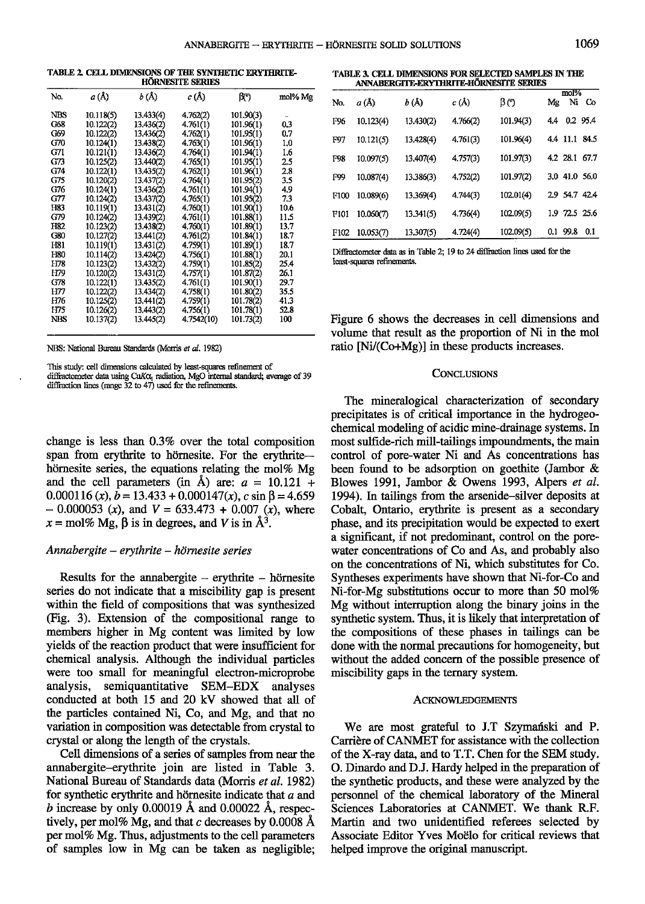TABLE 2. CELL DIMENSIONS OF THE SYNTHETIC ERYTHRITE-HÖRNESITE SERIES

| No. | a (Å) | b (Å) | c (Å) | β(°) | mol% Mg |
|---|---|---|---|---|---|
| NBS | 10.118(5) | 13.433(4) | 4.762(2) | 101.90(3) | - |
| G68 | 10.122(2) | 13.436(2) | 4.761(1) | 101.96(1) | 0.3 |
| G69 | 10.122(2) | 13.436(2) | 4.762(1) | 101.95(1) | 0.7 |
| G70 | 10.124(1) | 13.438(2) | 4.763(1) | 101.96(1) | 1.0 |
| G71 | 10.121(1) | 13.436(2) | 4.764(1) | 101.94(1) | 1.6 |
| G73 | 10.125(2) | 13.440(2) | 4.765(1) | 101.95(1) | 2.5 |
| G74 | 10.122(1) | 13.435(2) | 4.762(1) | 101.96(1) | 2.8 |
| G75 | 10.120(2) | 13.437(2) | 4.764(1) | 101.95(2) | 3.5 |
| G76 | 10.124(1) | 13.436(2) | 4.761(1) | 101.94(1) | 4.9 |
| G77 | 10.124(2) | 13.437(2) | 4.765(1) | 101.95(2) | 7.3 |
| H83 | 10.119(1) | 13.431(2) | 4.760(1) | 101.90(1) | 10.6 |
| G79 | 10.124(2) | 13.439(2) | 4.761(1) | 101.88(1) | 11.5 |
| H82 | 10.123(2) | 13.438(2) | 4.760(1) | 101.89(1) | 13.7 |
| G80 | 10.127(2) | 13.441(2) | 4.761(2) | 101.84(1) | 18.7 |
| H81 | 10.119(1) | 13.431(2) | 4.759(1) | 101.89(1) | 18.7 |
| H80 | 10.114(2) | 13.424(2) | 4.756(1) | 101.88(1) | 20.1 |
| H78 | 10.123(2) | 13.432(2) | 4.759(1) | 101.85(2) | 25.4 |
| H79 | 10.120(2) | 13.431(2) | 4.757(1) | 101.87(2) | 26.1 |
| G78 | 10.122(1) | 13.435(2) | 4.761(1) | 101.90(1) | 29.7 |
| H77 | 10.122(2) | 13.434(2) | 4.758(1) | 101.80(2) | 35.5 |
| H76 | 10.125(2) | 13.441(2) | 4.759(1) | 101.78(2) | 41.3 |
| H75 | 10.126(2) | 13.443(2) | 4.756(1) | 101.78(1) | 52.8 |
| NBS | 10.137(2) | 13.445(2) | 4.7542(10) | 101.73(2) | 100 |

NBS: National Bureau Standards (Morris *et al.* 1982)

This study: cell dimensions calculated by least-squares refinement of diffractometer data using Cu$K\alpha_1$ radiation, MgO internal standard; average of 39 diffraction lines (range 32 to 47) used for the refinements.

change is less than 0.3% over the total composition span from erythrite to hörnesite. For the erythrite–hörnesite series, the equations relating the mol% Mg and the cell parameters (in Å) are: $a = 10.121 + 0.000116\,(x)$, $b = 13.433 + 0.000147(x)$, $c \sin \beta = 4.659 - 0.000053\,(x)$, and $V = 633.473 + 0.007\,(x)$, where $x$ = mol% Mg, $\beta$ is in degrees, and $V$ is in Å$^3$.

### *Annabergite – erythrite – hörnesite series*

Results for the annabergite – erythrite – hörnesite series do not indicate that a miscibility gap is present within the field of compositions that was synthesized (Fig. 3). Extension of the compositional range to members higher in Mg content was limited by low yields of the reaction product that were insufficient for chemical analysis. Although the individual particles were too small for meaningful electron-microprobe analysis, semiquantitative SEM–EDX analyses conducted at both 15 and 20 kV showed that all of the particles contained Ni, Co, and Mg, and that no variation in composition was detectable from crystal to crystal or along the length of the crystals.

Cell dimensions of a series of samples from near the annabergite–erythrite join are listed in Table 3. National Bureau of Standards data (Morris *et al.* 1982) for synthetic erythrite and hörnesite indicate that $a$ and $b$ increase by only 0.00019 Å and 0.00022 Å, respectively, per mol% Mg, and that $c$ decreases by 0.0008 Å per mol% Mg. Thus, adjustments to the cell parameters of samples low in Mg can be taken as negligible;

TABLE 3. CELL DIMENSIONS FOR SELECTED SAMPLES IN THE ANNABERGITE-ERYTHRITE-HÖRNESITE SERIES

| No. | a (Å) | b (Å) | c (Å) | β (°) | mol% Mg | mol% Ni | mol% Co |
|---|---|---|---|---|---|---|---|
| F96 | 10.123(4) | 13.430(2) | 4.766(2) | 101.94(3) | 4.4 | 0.2 | 95.4 |
| F97 | 10.121(5) | 13.428(4) | 4.761(3) | 101.96(4) | 4.4 | 11.1 | 84.5 |
| F98 | 10.097(5) | 13.407(4) | 4.757(3) | 101.97(3) | 4.2 | 28.1 | 67.7 |
| F99 | 10.087(4) | 13.386(3) | 4.752(2) | 101.97(2) | 3.0 | 41.0 | 56.0 |
| F100 | 10.089(6) | 13.369(4) | 4.744(3) | 102.01(4) | 2.9 | 54.7 | 42.4 |
| F101 | 10.060(7) | 13.341(5) | 4.736(4) | 102.09(5) | 1.9 | 72.5 | 25.6 |
| F102 | 10.053(7) | 13.307(5) | 4.724(4) | 102.09(5) | 0.1 | 99.8 | 0.1 |

Diffractometer data as in Table 2; 19 to 24 diffraction lines used for the least-squares refinements.

Figure 6 shows the decreases in cell dimensions and volume that result as the proportion of Ni in the mol ratio [Ni/(Co+Mg)] in these products increases.

## CONCLUSIONS

The mineralogical characterization of secondary precipitates is of critical importance in the hydrogeochemical modeling of acidic mine-drainage systems. In most sulfide-rich mill-tailings impoundments, the main control of pore-water Ni and As concentrations has been found to be adsorption on goethite (Jambor & Blowes 1991, Jambor & Owens 1993, Alpers *et al.* 1994). In tailings from the arsenide–silver deposits at Cobalt, Ontario, erythrite is present as a secondary phase, and its precipitation would be expected to exert a significant, if not predominant, control on the pore-water concentrations of Co and As, and probably also on the concentrations of Ni, which substitutes for Co. Syntheses experiments have shown that Ni-for-Co and Ni-for-Mg substitutions occur to more than 50 mol% Mg without interruption along the binary joins in the synthetic system. Thus, it is likely that interpretation of the compositions of these phases in tailings can be done with the normal precautions for homogeneity, but without the added concern of the possible presence of miscibility gaps in the ternary system.

## ACKNOWLEDGEMENTS

We are most grateful to J.T Szymański and P. Carrière of CANMET for assistance with the collection of the X-ray data, and to T.T. Chen for the SEM study. O. Dinardo and D.J. Hardy helped in the preparation of the synthetic products, and these were analyzed by the personnel of the chemical laboratory of the Mineral Sciences Laboratories at CANMET. We thank R.F. Martin and two unidentified referees selected by Associate Editor Yves Moëlo for critical reviews that helped improve the original manuscript.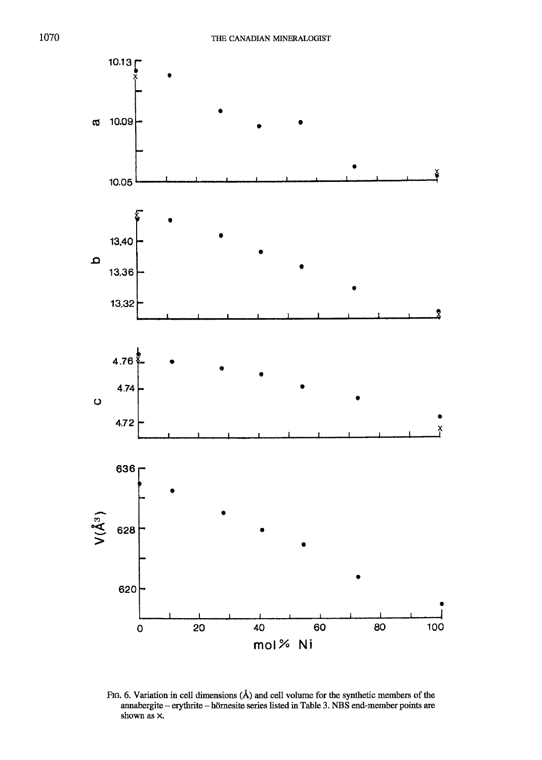FIG. 6. Variation in cell dimensions (Å) and cell volume for the synthetic members of the annabergite – erythrite – hörnesite series listed in Table 3. NBS end-member points are shown as ×.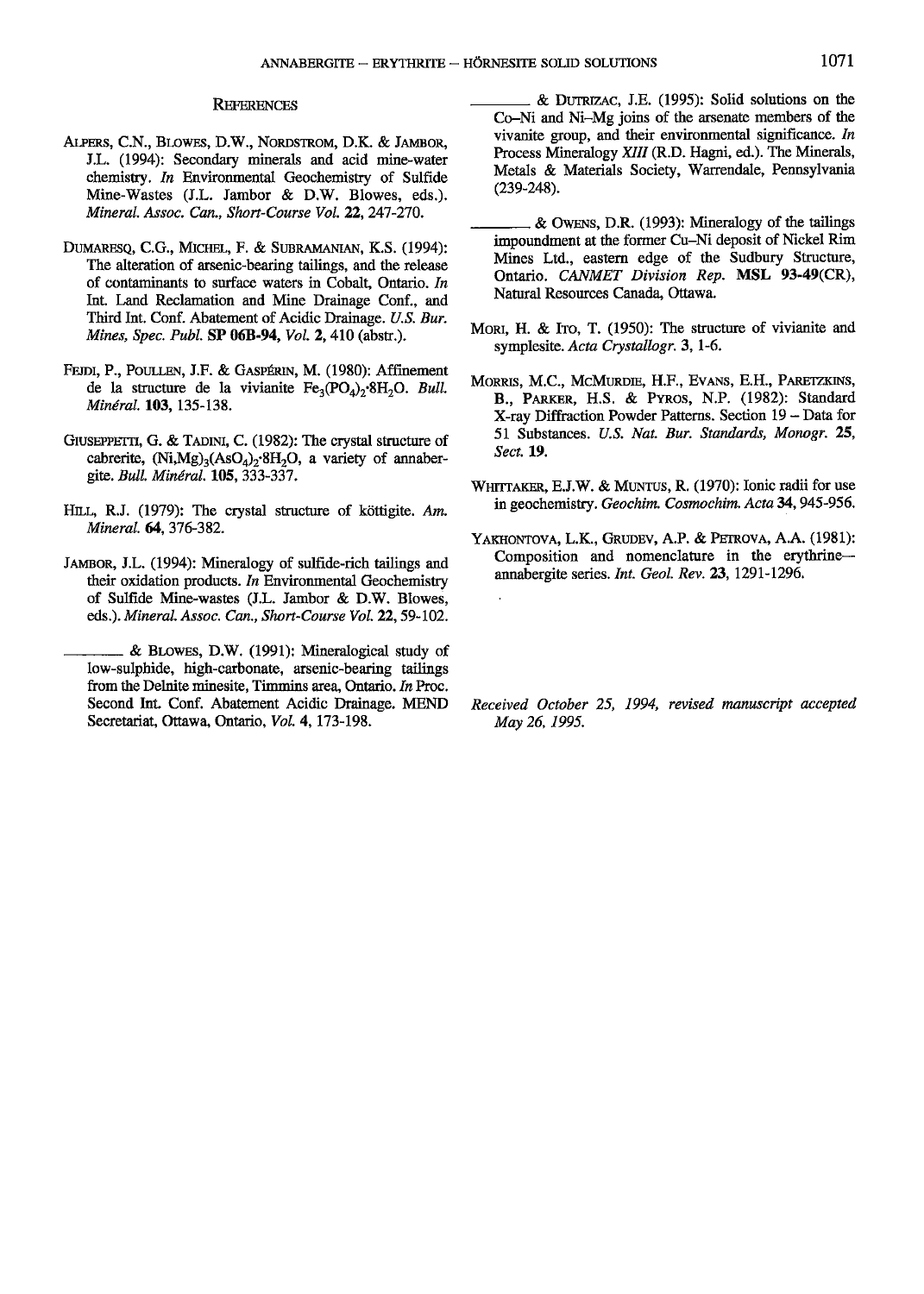## REFERENCES

ALPERS, C.N., BLOWES, D.W., NORDSTROM, D.K. & JAMBOR, J.L. (1994): Secondary minerals and acid mine-water chemistry. *In* Environmental Geochemistry of Sulfide Mine-Wastes (J.L. Jambor & D.W. Blowes, eds.). *Mineral. Assoc. Can., Short-Course Vol.* **22**, 247-270.

DUMARESQ, C.G., MICHEL, F. & SUBRAMANIAN, K.S. (1994): The alteration of arsenic-bearing tailings, and the release of contaminants to surface waters in Cobalt, Ontario. *In* Int. Land Reclamation and Mine Drainage Conf., and Third Int. Conf. Abatement of Acidic Drainage. *U.S. Bur. Mines, Spec. Publ.* **SP 06B-94**, *Vol.* **2**, 410 (abstr.).

FEJDI, P., POULLEN, J.F. & GASPÉRIN, M. (1980): Affinement de la structure de la vivianite $Fe_3(PO_4)_2{\cdot}8H_2O$. *Bull. Minéral.* **103**, 135-138.

GIUSEPPETTI, G. & TADINI, C. (1982): The crystal structure of cabrerite, $(Ni,Mg)_3(AsO_4)_2{\cdot}8H_2O$, a variety of annabergite. *Bull. Minéral.* **105**, 333-337.

HILL, R.J. (1979): The crystal structure of köttigite. *Am. Mineral.* **64**, 376-382.

JAMBOR, J.L. (1994): Mineralogy of sulfide-rich tailings and their oxidation products. *In* Environmental Geochemistry of Sulfide Mine-wastes (J.L. Jambor & D.W. Blowes, eds.). *Mineral. Assoc. Can., Short-Course Vol.* **22**, 59-102.

________ & BLOWES, D.W. (1991): Mineralogical study of low-sulphide, high-carbonate, arsenic-bearing tailings from the Delnite minesite, Timmins area, Ontario. *In* Proc. Second Int. Conf. Abatement Acidic Drainage. MEND Secretariat, Ottawa, Ontario, *Vol.* **4**, 173-198.

________ & DUTRIZAC, J.E. (1995): Solid solutions on the Co–Ni and Ni–Mg joins of the arsenate members of the vivanite group, and their environmental significance. *In* Process Mineralogy *XIII* (R.D. Hagni, ed.). The Minerals, Metals & Materials Society, Warrendale, Pennsylvania (239-248).

________ & OWENS, D.R. (1993): Mineralogy of the tailings impoundment at the former Cu–Ni deposit of Nickel Rim Mines Ltd., eastern edge of the Sudbury Structure, Ontario. *CANMET Division Rep.* **MSL 93-49**(CR), Natural Resources Canada, Ottawa.

MORI, H. & ITO, T. (1950): The structure of vivianite and symplesite. *Acta Crystallogr.* **3**, 1-6.

MORRIS, M.C., MCMURDIE, H.F., EVANS, E.H., PARETZKINS, B., PARKER, H.S. & PYROS, N.P. (1982): Standard X-ray Diffraction Powder Patterns. Section 19 – Data for 51 Substances. *U.S. Nat. Bur. Standards, Monogr.* **25**, *Sect.* **19**.

WHITTAKER, E.J.W. & MUNTUS, R. (1970): Ionic radii for use in geochemistry. *Geochim. Cosmochim. Acta* **34**, 945-956.

YAKHONTOVA, L.K., GRUDEV, A.P. & PETROVA, A.A. (1981): Composition and nomenclature in the erythrine–annabergite series. *Int. Geol. Rev.* **23**, 1291-1296.

*Received October 25, 1994, revised manuscript accepted May 26, 1995.*